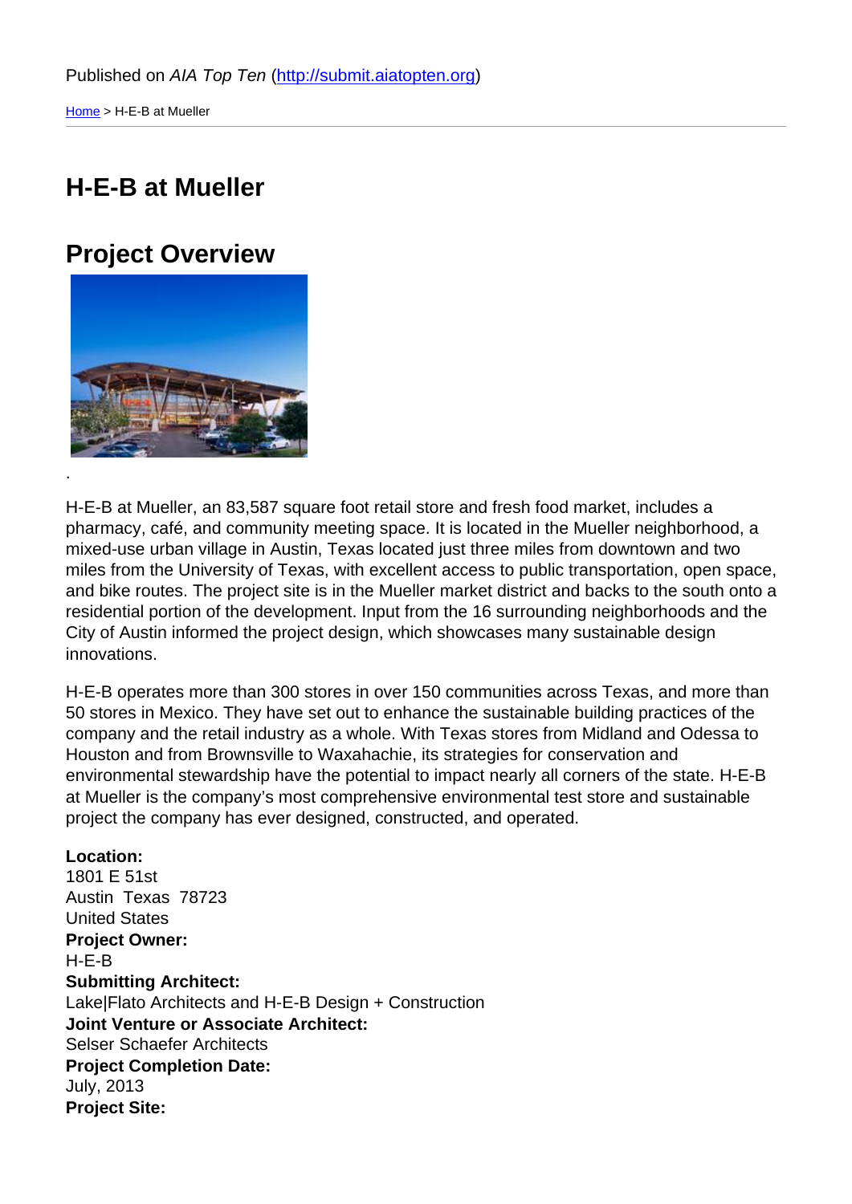Published on *AIA Top Ten* (http://submit.aiatopten.org)

Home > H-E-B at Mueller

# H-E-B at Mueller

## Project Overview

.

H-E-B at Mueller, an 83,587 square foot retail store and fresh food market, includes a pharmacy, café, and community meeting space. It is located in the Mueller neighborhood, a mixed-use urban village in Austin, Texas located just three miles from downtown and two miles from the University of Texas, with excellent access to public transportation, open space, and bike routes. The project site is in the Mueller market district and backs to the south onto a residential portion of the development. Input from the 16 surrounding neighborhoods and the City of Austin informed the project design, which showcases many sustainable design innovations.

H-E-B operates more than 300 stores in over 150 communities across Texas, and more than 50 stores in Mexico. They have set out to enhance the sustainable building practices of the company and the retail industry as a whole. With Texas stores from Midland and Odessa to Houston and from Brownsville to Waxahachie, its strategies for conservation and environmental stewardship have the potential to impact nearly all corners of the state. H-E-B at Mueller is the company's most comprehensive environmental test store and sustainable project the company has ever designed, constructed, and operated.

**Location:**
1801 E 51st
Austin Texas 78723
United States
**Project Owner:**
H-E-B
**Submitting Architect:**
Lake|Flato Architects and H-E-B Design + Construction
**Joint Venture or Associate Architect:**
Selser Schaefer Architects
**Project Completion Date:**
July, 2013
**Project Site:**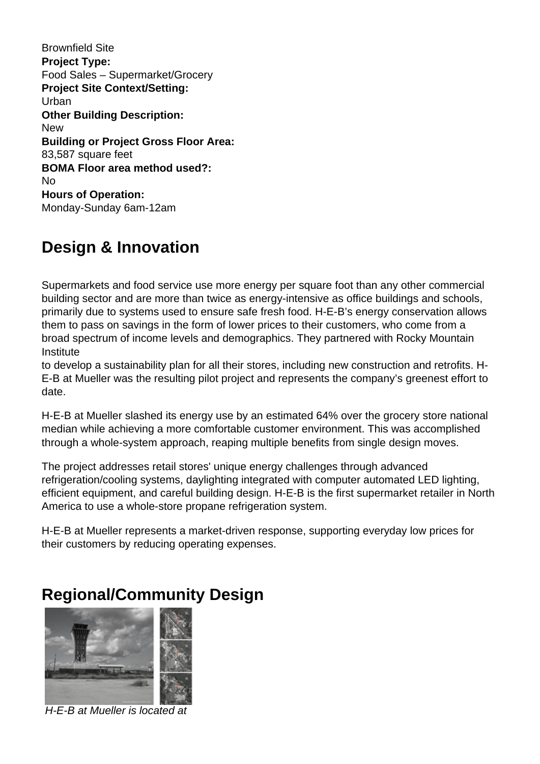Brownfield Site

**Project Type:**
Food Sales – Supermarket/Grocery

**Project Site Context/Setting:**
Urban

**Other Building Description:**
New

**Building or Project Gross Floor Area:**
83,587 square feet

**BOMA Floor area method used?:**
No

**Hours of Operation:**
Monday-Sunday 6am-12am

## Design & Innovation

Supermarkets and food service use more energy per square foot than any other commercial building sector and are more than twice as energy-intensive as office buildings and schools, primarily due to systems used to ensure safe fresh food. H-E-B's energy conservation allows them to pass on savings in the form of lower prices to their customers, who come from a broad spectrum of income levels and demographics. They partnered with Rocky Mountain Institute to develop a sustainability plan for all their stores, including new construction and retrofits. H-E-B at Mueller was the resulting pilot project and represents the company's greenest effort to date.

H-E-B at Mueller slashed its energy use by an estimated 64% over the grocery store national median while achieving a more comfortable customer environment. This was accomplished through a whole-system approach, reaping multiple benefits from single design moves.

The project addresses retail stores' unique energy challenges through advanced refrigeration/cooling systems, daylighting integrated with computer automated LED lighting, efficient equipment, and careful building design. H-E-B is the first supermarket retailer in North America to use a whole-store propane refrigeration system.

H-E-B at Mueller represents a market-driven response, supporting everyday low prices for their customers by reducing operating expenses.

## Regional/Community Design

*H-E-B at Mueller is located at*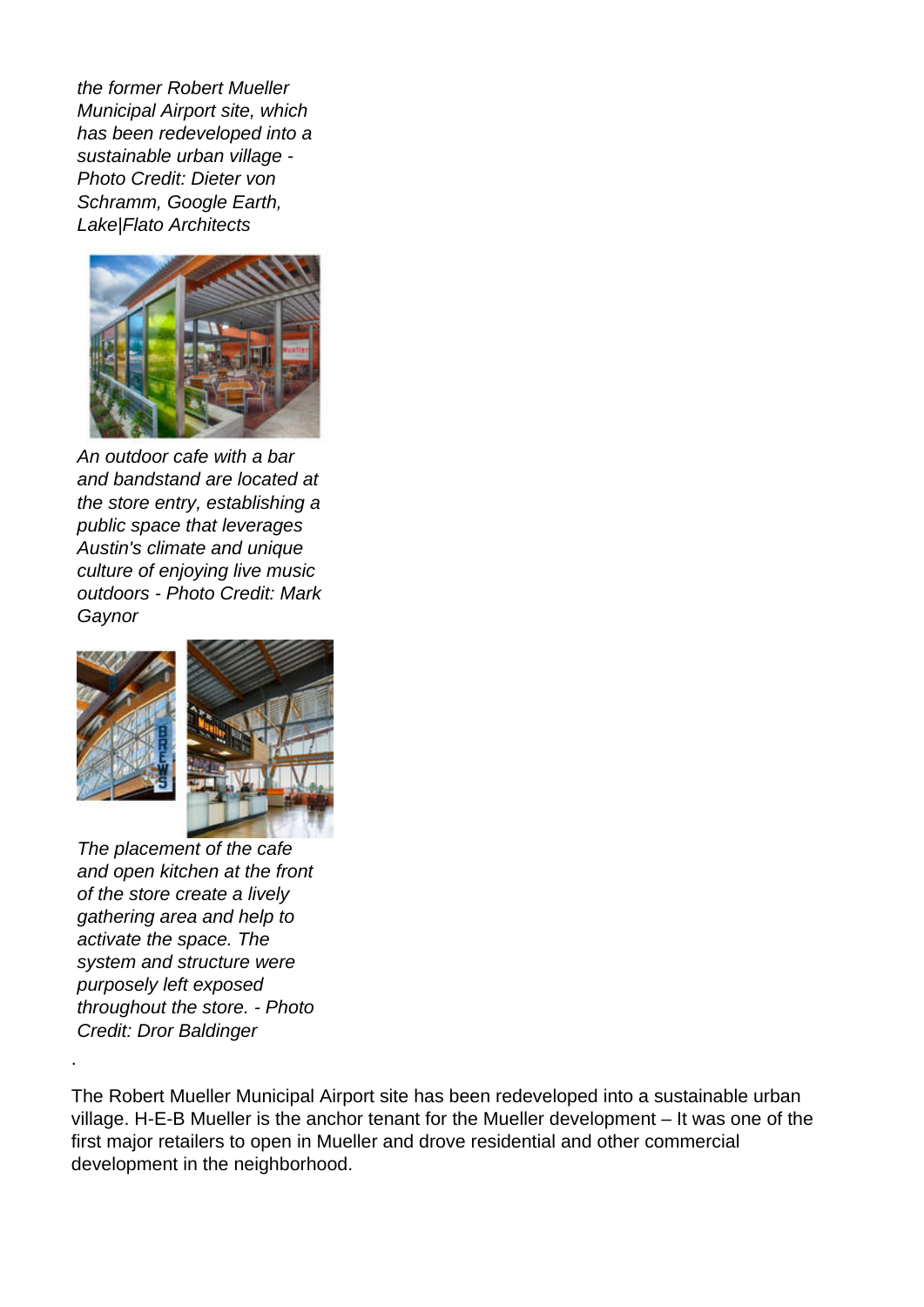*the former Robert Mueller Municipal Airport site, which has been redeveloped into a sustainable urban village - Photo Credit: Dieter von Schramm, Google Earth, Lake|Flato Architects*

*An outdoor cafe with a bar and bandstand are located at the store entry, establishing a public space that leverages Austin's climate and unique culture of enjoying live music outdoors - Photo Credit: Mark Gaynor*

*The placement of the cafe and open kitchen at the front of the store create a lively gathering area and help to activate the space. The system and structure were purposely left exposed throughout the store. - Photo Credit: Dror Baldinger*

.

The Robert Mueller Municipal Airport site has been redeveloped into a sustainable urban village. H-E-B Mueller is the anchor tenant for the Mueller development – It was one of the first major retailers to open in Mueller and drove residential and other commercial development in the neighborhood.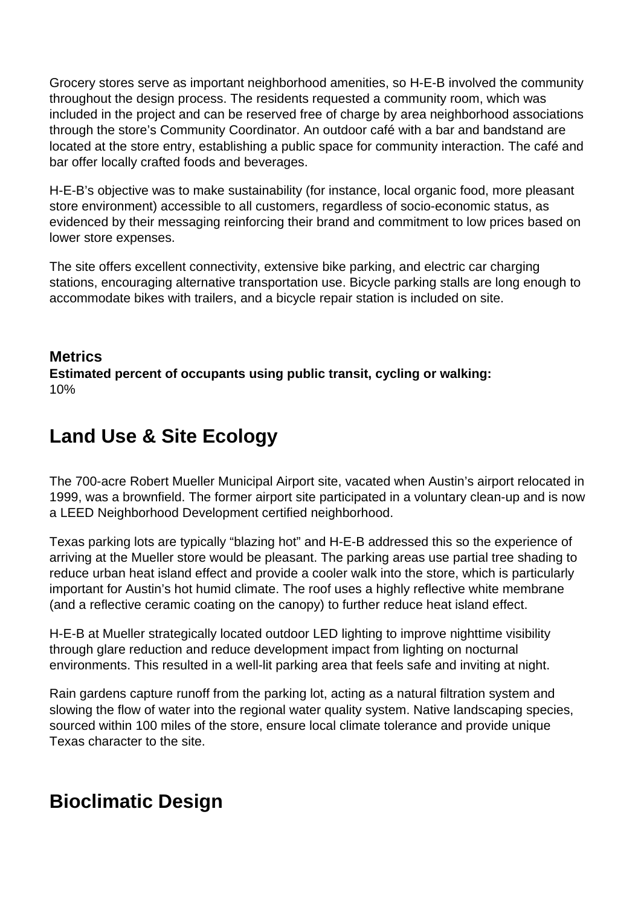Grocery stores serve as important neighborhood amenities, so H-E-B involved the community throughout the design process. The residents requested a community room, which was included in the project and can be reserved free of charge by area neighborhood associations through the store's Community Coordinator. An outdoor café with a bar and bandstand are located at the store entry, establishing a public space for community interaction. The café and bar offer locally crafted foods and beverages.

H-E-B's objective was to make sustainability (for instance, local organic food, more pleasant store environment) accessible to all customers, regardless of socio-economic status, as evidenced by their messaging reinforcing their brand and commitment to low prices based on lower store expenses.

The site offers excellent connectivity, extensive bike parking, and electric car charging stations, encouraging alternative transportation use. Bicycle parking stalls are long enough to accommodate bikes with trailers, and a bicycle repair station is included on site.

### Metrics

**Estimated percent of occupants using public transit, cycling or walking:**
10%

## Land Use & Site Ecology

The 700-acre Robert Mueller Municipal Airport site, vacated when Austin's airport relocated in 1999, was a brownfield. The former airport site participated in a voluntary clean-up and is now a LEED Neighborhood Development certified neighborhood.

Texas parking lots are typically "blazing hot" and H-E-B addressed this so the experience of arriving at the Mueller store would be pleasant. The parking areas use partial tree shading to reduce urban heat island effect and provide a cooler walk into the store, which is particularly important for Austin's hot humid climate. The roof uses a highly reflective white membrane (and a reflective ceramic coating on the canopy) to further reduce heat island effect.

H-E-B at Mueller strategically located outdoor LED lighting to improve nighttime visibility through glare reduction and reduce development impact from lighting on nocturnal environments. This resulted in a well-lit parking area that feels safe and inviting at night.

Rain gardens capture runoff from the parking lot, acting as a natural filtration system and slowing the flow of water into the regional water quality system. Native landscaping species, sourced within 100 miles of the store, ensure local climate tolerance and provide unique Texas character to the site.

## Bioclimatic Design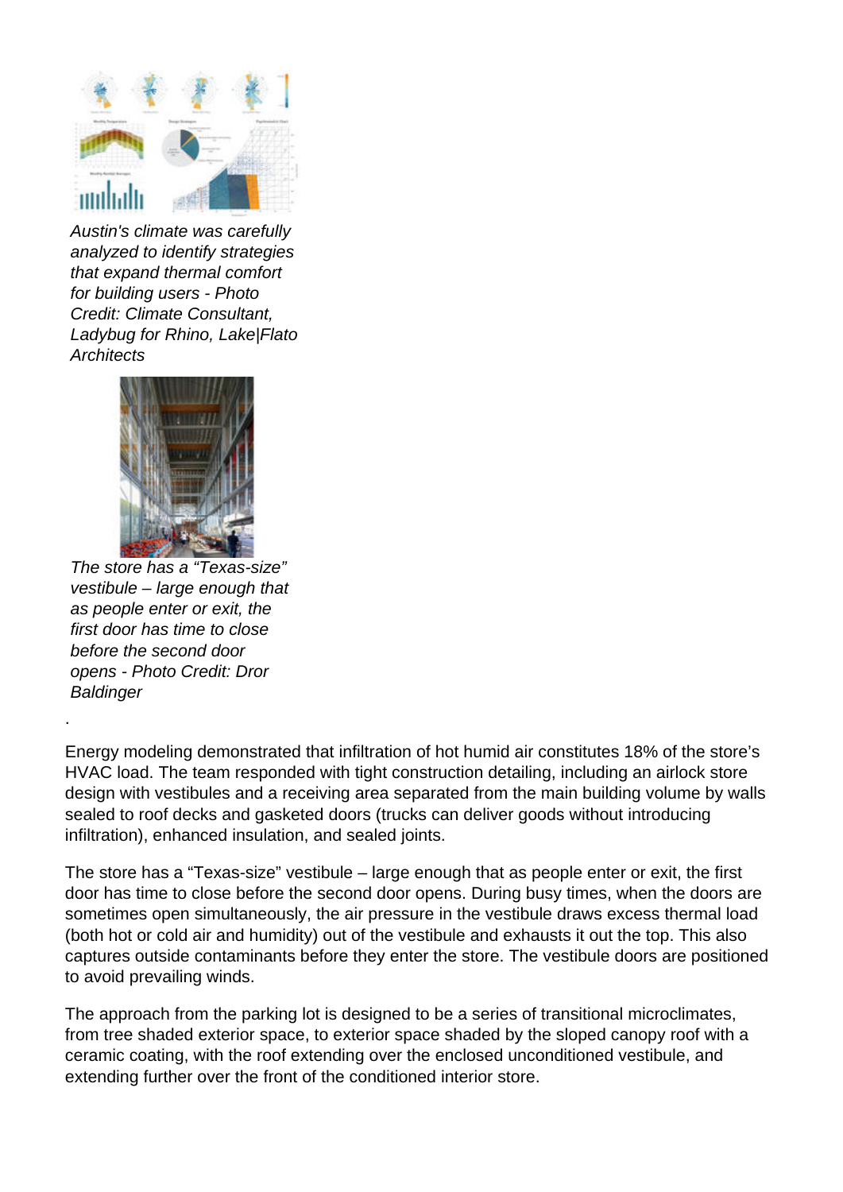*Austin's climate was carefully analyzed to identify strategies that expand thermal comfort for building users - Photo Credit: Climate Consultant, Ladybug for Rhino, Lake|Flato Architects*

*The store has a "Texas-size" vestibule – large enough that as people enter or exit, the first door has time to close before the second door opens - Photo Credit: Dror Baldinger*

.

Energy modeling demonstrated that infiltration of hot humid air constitutes 18% of the store's HVAC load. The team responded with tight construction detailing, including an airlock store design with vestibules and a receiving area separated from the main building volume by walls sealed to roof decks and gasketed doors (trucks can deliver goods without introducing infiltration), enhanced insulation, and sealed joints.

The store has a "Texas-size" vestibule – large enough that as people enter or exit, the first door has time to close before the second door opens. During busy times, when the doors are sometimes open simultaneously, the air pressure in the vestibule draws excess thermal load (both hot or cold air and humidity) out of the vestibule and exhausts it out the top. This also captures outside contaminants before they enter the store. The vestibule doors are positioned to avoid prevailing winds.

The approach from the parking lot is designed to be a series of transitional microclimates, from tree shaded exterior space, to exterior space shaded by the sloped canopy roof with a ceramic coating, with the roof extending over the enclosed unconditioned vestibule, and extending further over the front of the conditioned interior store.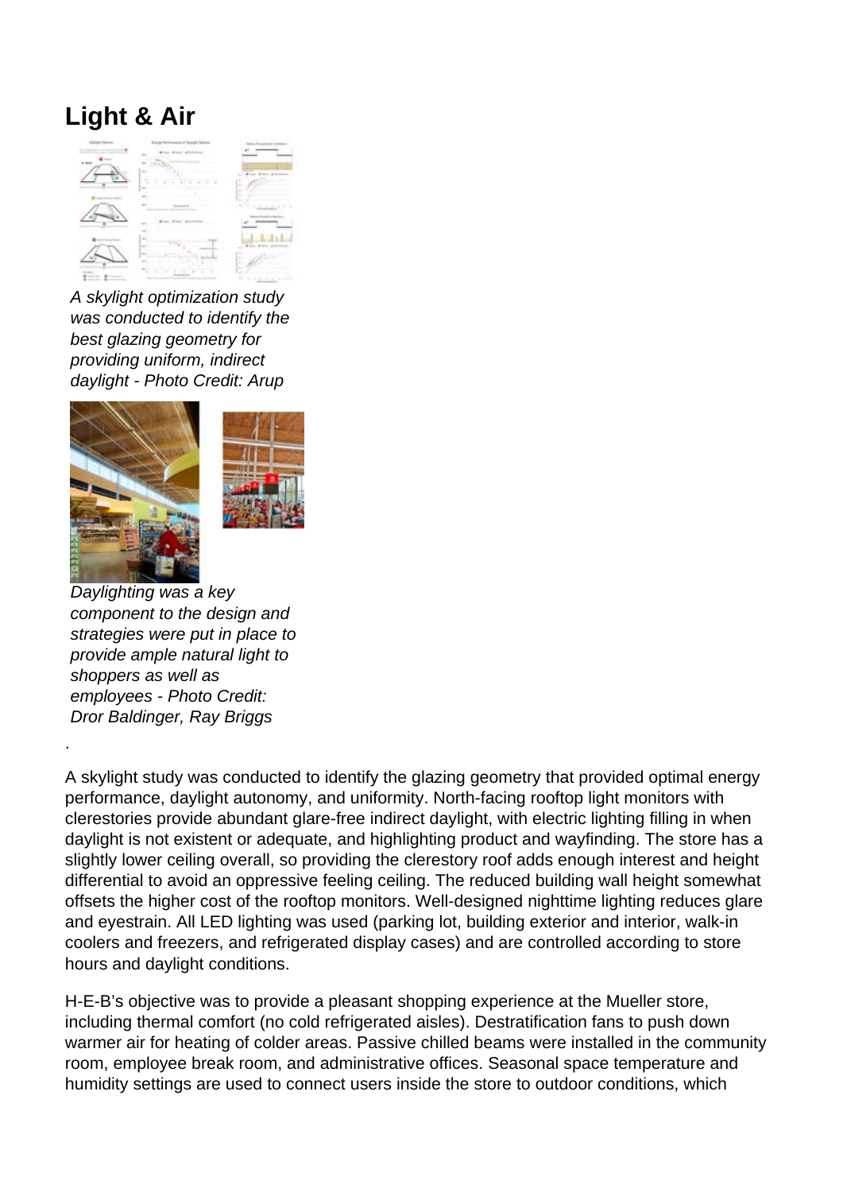## Light & Air

*A skylight optimization study was conducted to identify the best glazing geometry for providing uniform, indirect daylight - Photo Credit: Arup*

*Daylighting was a key component to the design and strategies were put in place to provide ample natural light to shoppers as well as employees - Photo Credit: Dror Baldinger, Ray Briggs*

.

A skylight study was conducted to identify the glazing geometry that provided optimal energy performance, daylight autonomy, and uniformity. North-facing rooftop light monitors with clerestories provide abundant glare-free indirect daylight, with electric lighting filling in when daylight is not existent or adequate, and highlighting product and wayfinding. The store has a slightly lower ceiling overall, so providing the clerestory roof adds enough interest and height differential to avoid an oppressive feeling ceiling. The reduced building wall height somewhat offsets the higher cost of the rooftop monitors. Well-designed nighttime lighting reduces glare and eyestrain. All LED lighting was used (parking lot, building exterior and interior, walk-in coolers and freezers, and refrigerated display cases) and are controlled according to store hours and daylight conditions.

H-E-B's objective was to provide a pleasant shopping experience at the Mueller store, including thermal comfort (no cold refrigerated aisles). Destratification fans to push down warmer air for heating of colder areas. Passive chilled beams were installed in the community room, employee break room, and administrative offices. Seasonal space temperature and humidity settings are used to connect users inside the store to outdoor conditions, which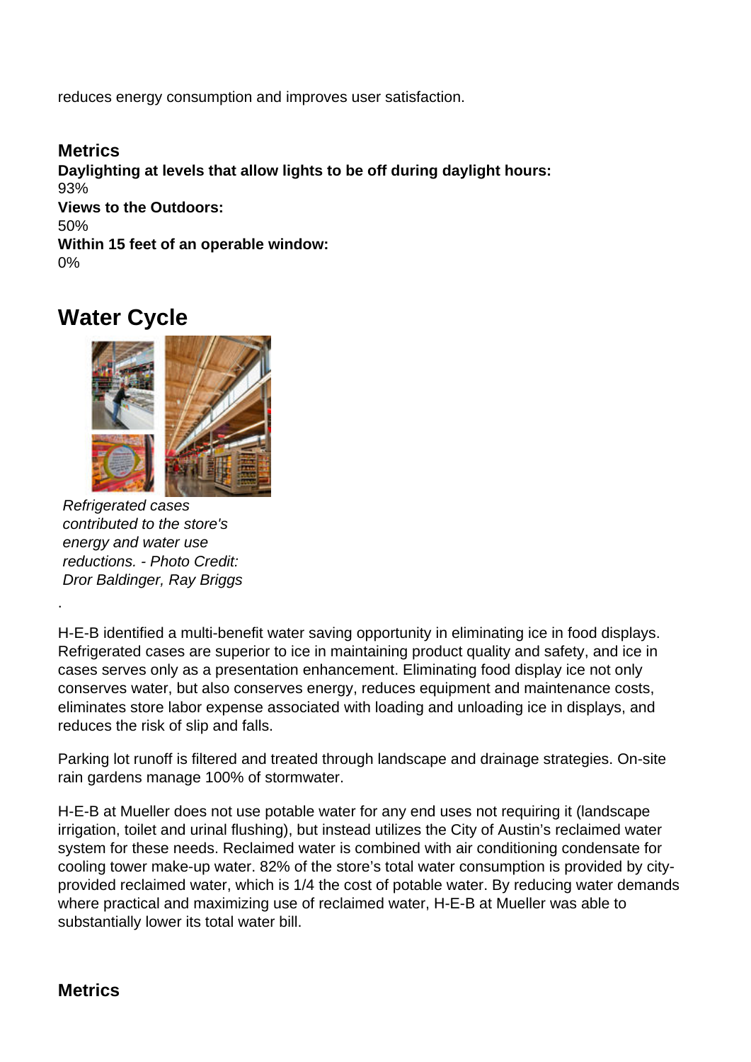reduces energy consumption and improves user satisfaction.

### Metrics

**Daylighting at levels that allow lights to be off during daylight hours:**
93%
**Views to the Outdoors:**
50%
**Within 15 feet of an operable window:**
0%

## Water Cycle

*Refrigerated cases contributed to the store's energy and water use reductions. - Photo Credit: Dror Baldinger, Ray Briggs*

.

H-E-B identified a multi-benefit water saving opportunity in eliminating ice in food displays. Refrigerated cases are superior to ice in maintaining product quality and safety, and ice in cases serves only as a presentation enhancement. Eliminating food display ice not only conserves water, but also conserves energy, reduces equipment and maintenance costs, eliminates store labor expense associated with loading and unloading ice in displays, and reduces the risk of slip and falls.

Parking lot runoff is filtered and treated through landscape and drainage strategies. On-site rain gardens manage 100% of stormwater.

H-E-B at Mueller does not use potable water for any end uses not requiring it (landscape irrigation, toilet and urinal flushing), but instead utilizes the City of Austin's reclaimed water system for these needs. Reclaimed water is combined with air conditioning condensate for cooling tower make-up water. 82% of the store's total water consumption is provided by city-provided reclaimed water, which is 1/4 the cost of potable water. By reducing water demands where practical and maximizing use of reclaimed water, H-E-B at Mueller was able to substantially lower its total water bill.

### Metrics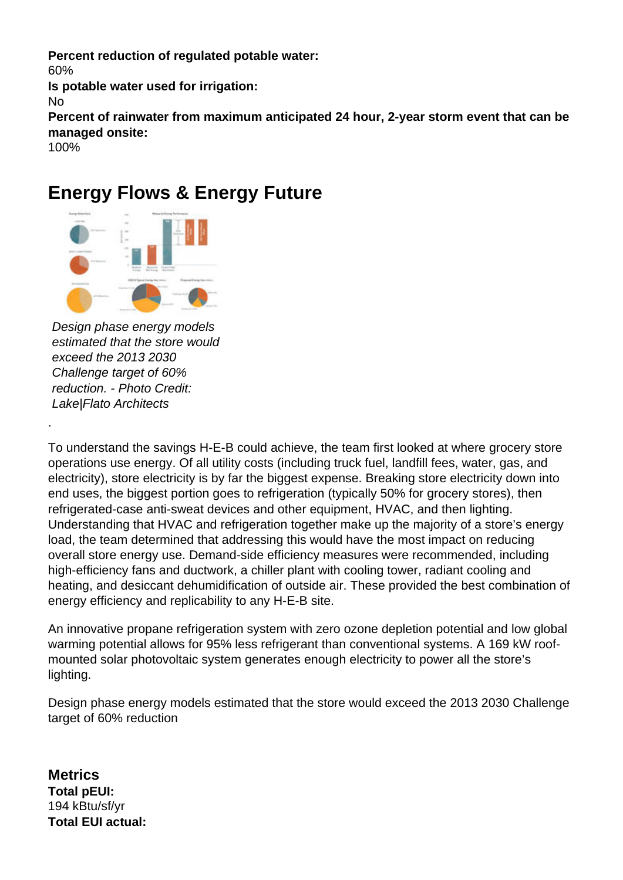**Percent reduction of regulated potable water:**
60%
**Is potable water used for irrigation:**
No
**Percent of rainwater from maximum anticipated 24 hour, 2-year storm event that can be managed onsite:**
100%

## Energy Flows & Energy Future

*Design phase energy models estimated that the store would exceed the 2013 2030 Challenge target of 60% reduction. - Photo Credit: Lake|Flato Architects*

.

To understand the savings H-E-B could achieve, the team first looked at where grocery store operations use energy. Of all utility costs (including truck fuel, landfill fees, water, gas, and electricity), store electricity is by far the biggest expense. Breaking store electricity down into end uses, the biggest portion goes to refrigeration (typically 50% for grocery stores), then refrigerated-case anti-sweat devices and other equipment, HVAC, and then lighting. Understanding that HVAC and refrigeration together make up the majority of a store's energy load, the team determined that addressing this would have the most impact on reducing overall store energy use. Demand-side efficiency measures were recommended, including high-efficiency fans and ductwork, a chiller plant with cooling tower, radiant cooling and heating, and desiccant dehumidification of outside air. These provided the best combination of energy efficiency and replicability to any H-E-B site.

An innovative propane refrigeration system with zero ozone depletion potential and low global warming potential allows for 95% less refrigerant than conventional systems. A 169 kW roof-mounted solar photovoltaic system generates enough electricity to power all the store's lighting.

Design phase energy models estimated that the store would exceed the 2013 2030 Challenge target of 60% reduction

### Metrics
**Total pEUI:**
194 kBtu/sf/yr
**Total EUI actual:**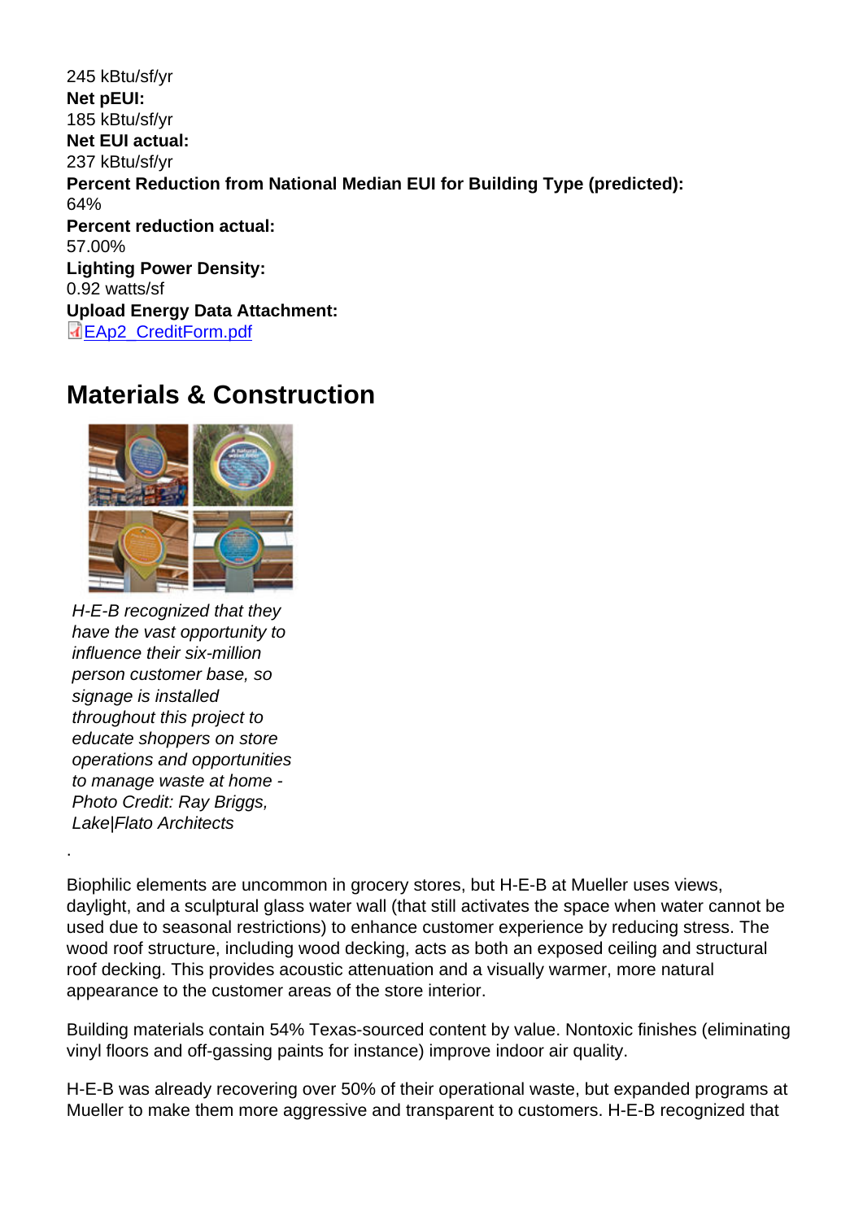245 kBtu/sf/yr
**Net pEUI:**
185 kBtu/sf/yr
**Net EUI actual:**
237 kBtu/sf/yr
**Percent Reduction from National Median EUI for Building Type (predicted):**
64%
**Percent reduction actual:**
57.00%
**Lighting Power Density:**
0.92 watts/sf
**Upload Energy Data Attachment:**
EAp2_CreditForm.pdf

## Materials & Construction

*H-E-B recognized that they have the vast opportunity to influence their six-million person customer base, so signage is installed throughout this project to educate shoppers on store operations and opportunities to manage waste at home - Photo Credit: Ray Briggs, Lake|Flato Architects*

.

Biophilic elements are uncommon in grocery stores, but H-E-B at Mueller uses views, daylight, and a sculptural glass water wall (that still activates the space when water cannot be used due to seasonal restrictions) to enhance customer experience by reducing stress. The wood roof structure, including wood decking, acts as both an exposed ceiling and structural roof decking. This provides acoustic attenuation and a visually warmer, more natural appearance to the customer areas of the store interior.

Building materials contain 54% Texas-sourced content by value. Nontoxic finishes (eliminating vinyl floors and off-gassing paints for instance) improve indoor air quality.

H-E-B was already recovering over 50% of their operational waste, but expanded programs at Mueller to make them more aggressive and transparent to customers. H-E-B recognized that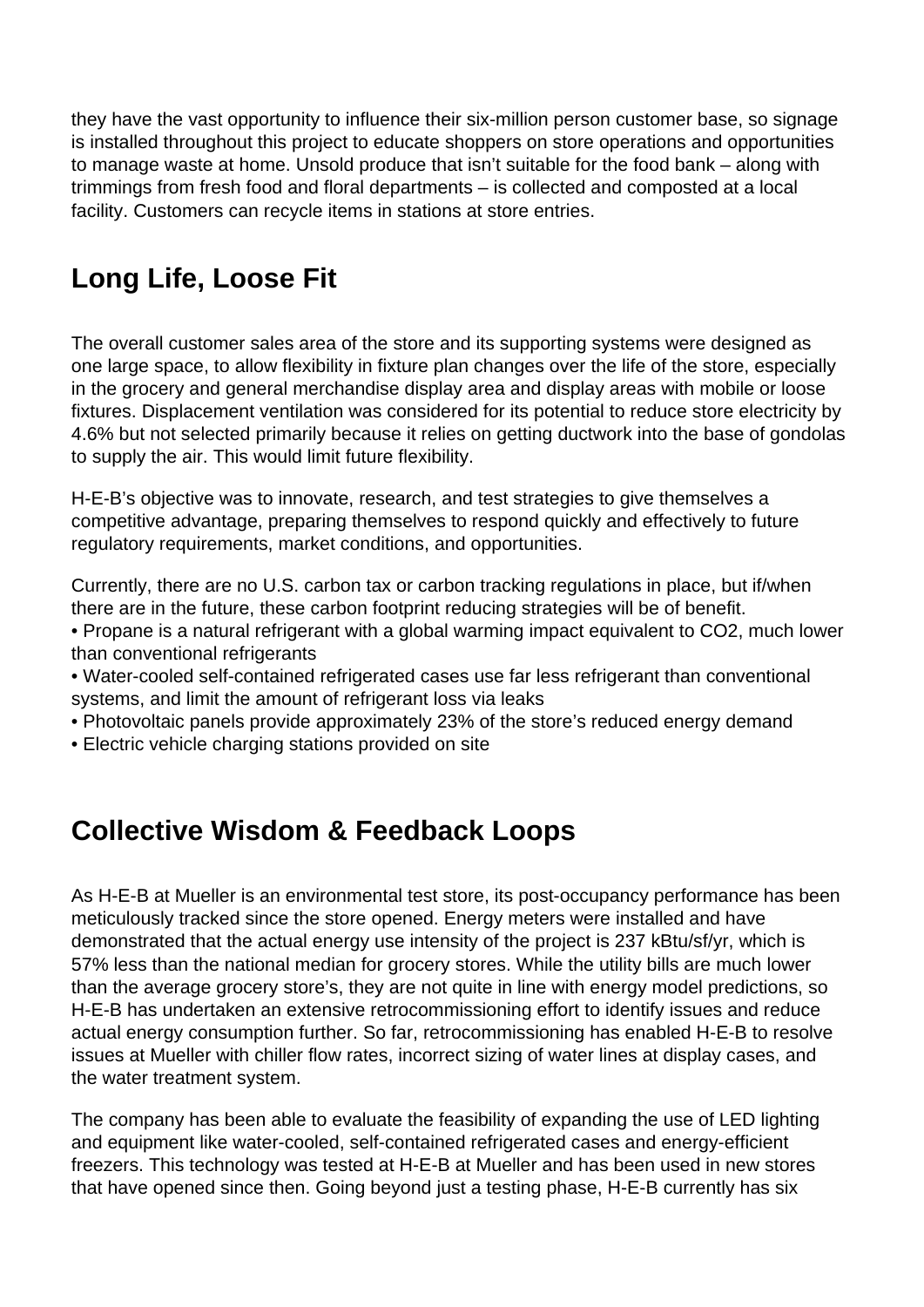they have the vast opportunity to influence their six-million person customer base, so signage is installed throughout this project to educate shoppers on store operations and opportunities to manage waste at home. Unsold produce that isn't suitable for the food bank – along with trimmings from fresh food and floral departments – is collected and composted at a local facility. Customers can recycle items in stations at store entries.

## Long Life, Loose Fit

The overall customer sales area of the store and its supporting systems were designed as one large space, to allow flexibility in fixture plan changes over the life of the store, especially in the grocery and general merchandise display area and display areas with mobile or loose fixtures. Displacement ventilation was considered for its potential to reduce store electricity by 4.6% but not selected primarily because it relies on getting ductwork into the base of gondolas to supply the air. This would limit future flexibility.

H-E-B's objective was to innovate, research, and test strategies to give themselves a competitive advantage, preparing themselves to respond quickly and effectively to future regulatory requirements, market conditions, and opportunities.

Currently, there are no U.S. carbon tax or carbon tracking regulations in place, but if/when there are in the future, these carbon footprint reducing strategies will be of benefit.

- Propane is a natural refrigerant with a global warming impact equivalent to $CO_2$, much lower than conventional refrigerants
- Water-cooled self-contained refrigerated cases use far less refrigerant than conventional systems, and limit the amount of refrigerant loss via leaks
- Photovoltaic panels provide approximately 23% of the store's reduced energy demand
- Electric vehicle charging stations provided on site

## Collective Wisdom & Feedback Loops

As H-E-B at Mueller is an environmental test store, its post-occupancy performance has been meticulously tracked since the store opened. Energy meters were installed and have demonstrated that the actual energy use intensity of the project is 237 kBtu/sf/yr, which is 57% less than the national median for grocery stores. While the utility bills are much lower than the average grocery store's, they are not quite in line with energy model predictions, so H-E-B has undertaken an extensive retrocommissioning effort to identify issues and reduce actual energy consumption further. So far, retrocommissioning has enabled H-E-B to resolve issues at Mueller with chiller flow rates, incorrect sizing of water lines at display cases, and the water treatment system.

The company has been able to evaluate the feasibility of expanding the use of LED lighting and equipment like water-cooled, self-contained refrigerated cases and energy-efficient freezers. This technology was tested at H-E-B at Mueller and has been used in new stores that have opened since then. Going beyond just a testing phase, H-E-B currently has six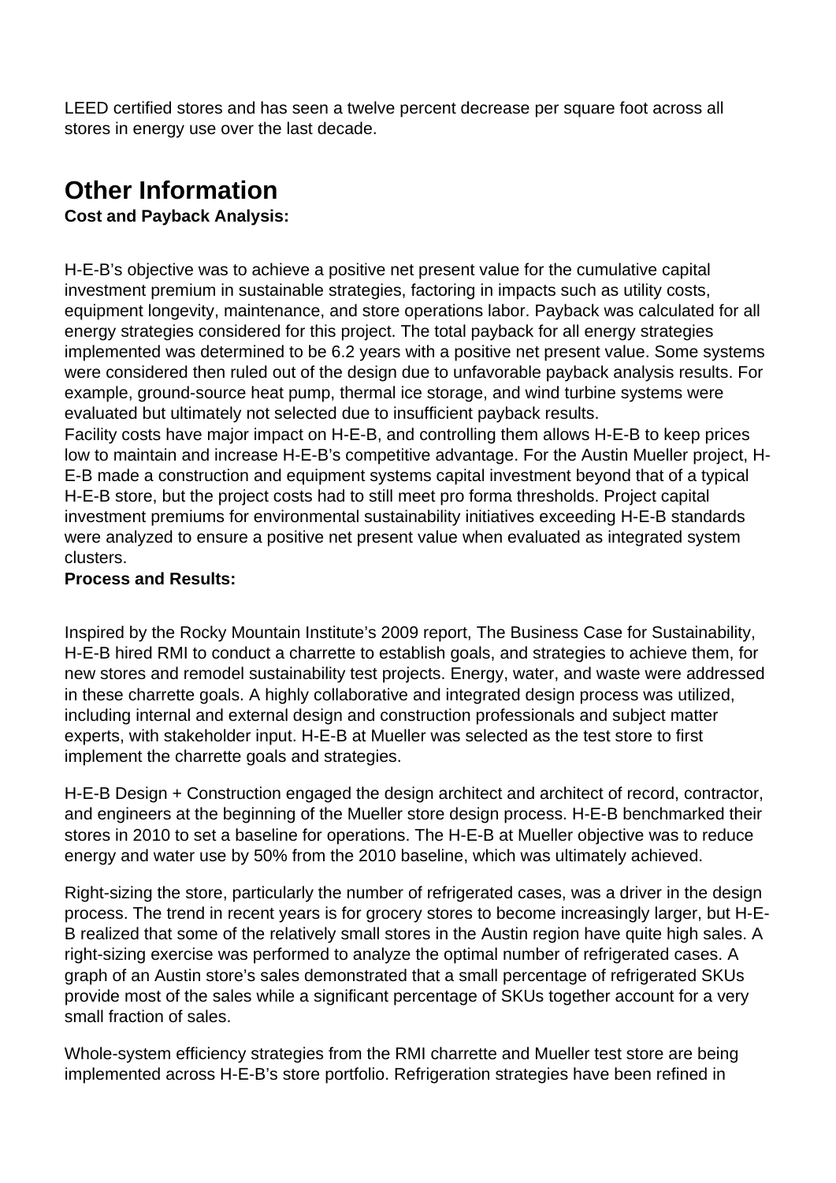LEED certified stores and has seen a twelve percent decrease per square foot across all stores in energy use over the last decade.

# Other Information

**Cost and Payback Analysis:**

H-E-B's objective was to achieve a positive net present value for the cumulative capital investment premium in sustainable strategies, factoring in impacts such as utility costs, equipment longevity, maintenance, and store operations labor. Payback was calculated for all energy strategies considered for this project. The total payback for all energy strategies implemented was determined to be 6.2 years with a positive net present value. Some systems were considered then ruled out of the design due to unfavorable payback analysis results. For example, ground-source heat pump, thermal ice storage, and wind turbine systems were evaluated but ultimately not selected due to insufficient payback results.
Facility costs have major impact on H-E-B, and controlling them allows H-E-B to keep prices low to maintain and increase H-E-B's competitive advantage. For the Austin Mueller project, H-E-B made a construction and equipment systems capital investment beyond that of a typical H-E-B store, but the project costs had to still meet pro forma thresholds. Project capital investment premiums for environmental sustainability initiatives exceeding H-E-B standards were analyzed to ensure a positive net present value when evaluated as integrated system clusters.

**Process and Results:**

Inspired by the Rocky Mountain Institute's 2009 report, The Business Case for Sustainability, H-E-B hired RMI to conduct a charrette to establish goals, and strategies to achieve them, for new stores and remodel sustainability test projects. Energy, water, and waste were addressed in these charrette goals. A highly collaborative and integrated design process was utilized, including internal and external design and construction professionals and subject matter experts, with stakeholder input. H-E-B at Mueller was selected as the test store to first implement the charrette goals and strategies.

H-E-B Design + Construction engaged the design architect and architect of record, contractor, and engineers at the beginning of the Mueller store design process. H-E-B benchmarked their stores in 2010 to set a baseline for operations. The H-E-B at Mueller objective was to reduce energy and water use by 50% from the 2010 baseline, which was ultimately achieved.

Right-sizing the store, particularly the number of refrigerated cases, was a driver in the design process. The trend in recent years is for grocery stores to become increasingly larger, but H-E-B realized that some of the relatively small stores in the Austin region have quite high sales. A right-sizing exercise was performed to analyze the optimal number of refrigerated cases. A graph of an Austin store's sales demonstrated that a small percentage of refrigerated SKUs provide most of the sales while a significant percentage of SKUs together account for a very small fraction of sales.

Whole-system efficiency strategies from the RMI charrette and Mueller test store are being implemented across H-E-B's store portfolio. Refrigeration strategies have been refined in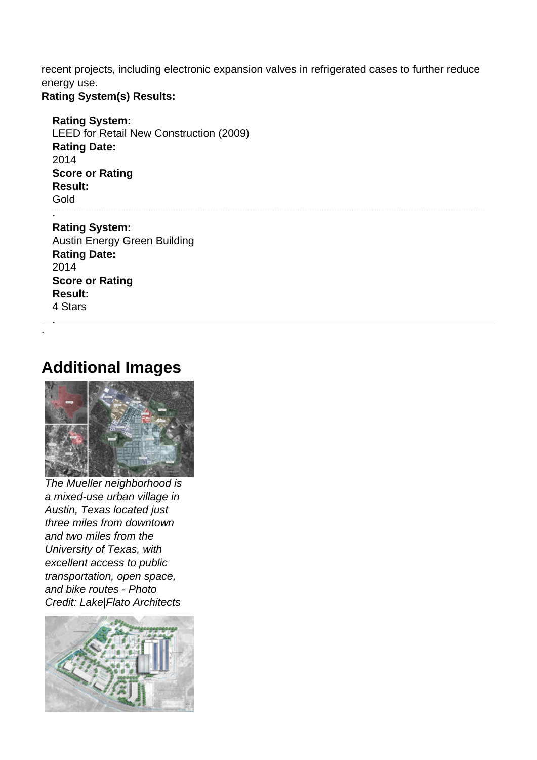recent projects, including electronic expansion valves in refrigerated cases to further reduce energy use.

**Rating System(s) Results:**

**Rating System:**
LEED for Retail New Construction (2009)
**Rating Date:**
2014
**Score or Rating Result:**
Gold

**Rating System:**
Austin Energy Green Building
**Rating Date:**
2014
**Score or Rating Result:**
4 Stars

## Additional Images

*The Mueller neighborhood is a mixed-use urban village in Austin, Texas located just three miles from downtown and two miles from the University of Texas, with excellent access to public transportation, open space, and bike routes - Photo Credit: Lake|Flato Architects*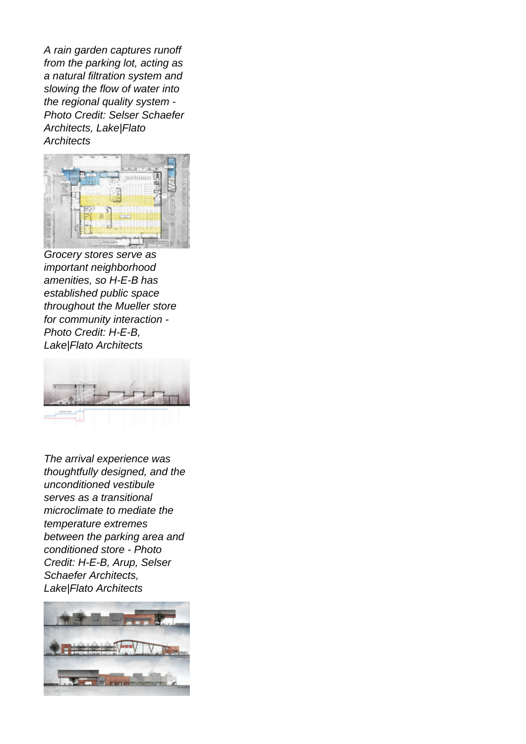*A rain garden captures runoff from the parking lot, acting as a natural filtration system and slowing the flow of water into the regional quality system - Photo Credit: Selser Schaefer Architects, Lake|Flato Architects*

*Grocery stores serve as important neighborhood amenities, so H-E-B has established public space throughout the Mueller store for community interaction - Photo Credit: H-E-B, Lake|Flato Architects*

*The arrival experience was thoughtfully designed, and the unconditioned vestibule serves as a transitional microclimate to mediate the temperature extremes between the parking area and conditioned store - Photo Credit: H-E-B, Arup, Selser Schaefer Architects, Lake|Flato Architects*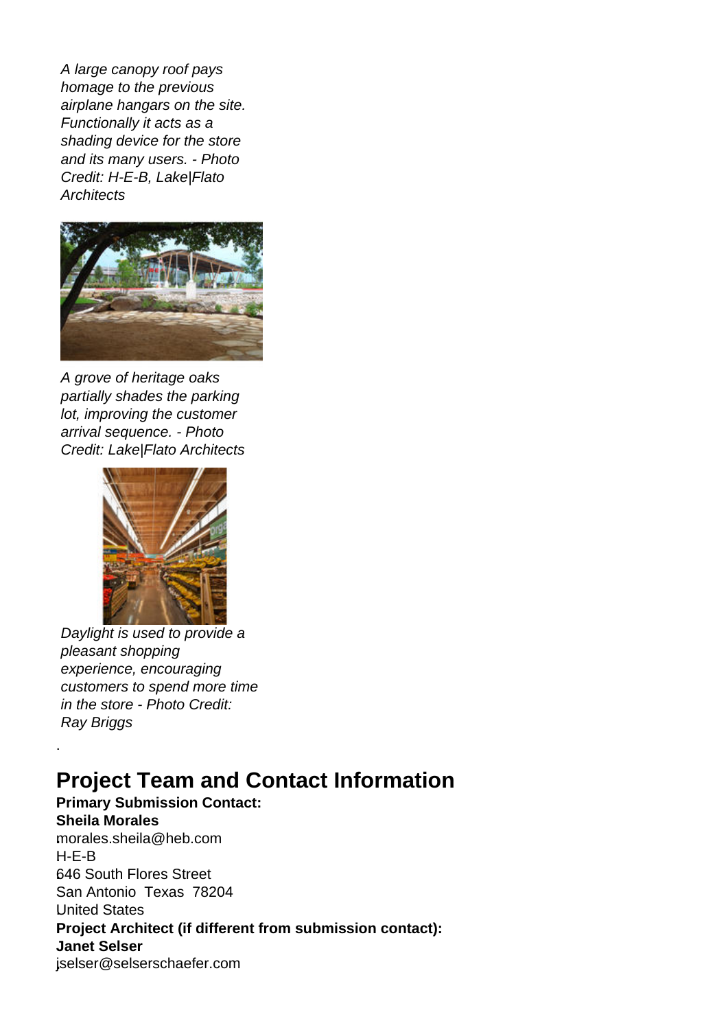*A large canopy roof pays homage to the previous airplane hangars on the site. Functionally it acts as a shading device for the store and its many users. - Photo Credit: H-E-B, Lake|Flato Architects*

*A grove of heritage oaks partially shades the parking lot, improving the customer arrival sequence. - Photo Credit: Lake|Flato Architects*

*Daylight is used to provide a pleasant shopping experience, encouraging customers to spend more time in the store - Photo Credit: Ray Briggs*

.

## Project Team and Contact Information

**Primary Submission Contact:**
**Sheila Morales**
morales.sheila@heb.com
H-E-B
646 South Flores Street
San Antonio Texas 78204
United States

**Project Architect (if different from submission contact):**
**Janet Selser**
jselser@selserschaefer.com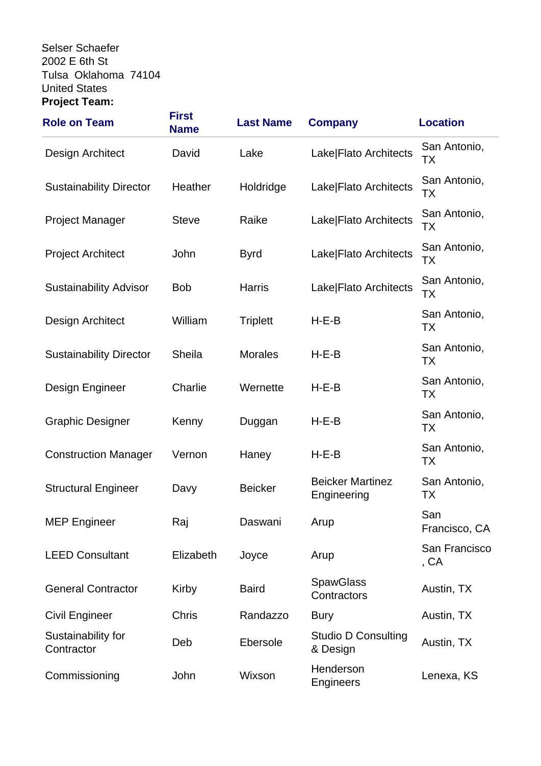Selser Schaefer
2002 E 6th St
Tulsa  Oklahoma  74104
United States

**Project Team:**

| Role on Team | First Name | Last Name | Company | Location |
|---|---|---|---|---|
| Design Architect | David | Lake | Lake|Flato Architects | San Antonio, TX |
| Sustainability Director | Heather | Holdridge | Lake|Flato Architects | San Antonio, TX |
| Project Manager | Steve | Raike | Lake|Flato Architects | San Antonio, TX |
| Project Architect | John | Byrd | Lake|Flato Architects | San Antonio, TX |
| Sustainability Advisor | Bob | Harris | Lake|Flato Architects | San Antonio, TX |
| Design Architect | William | Triplett | H-E-B | San Antonio, TX |
| Sustainability Director | Sheila | Morales | H-E-B | San Antonio, TX |
| Design Engineer | Charlie | Wernette | H-E-B | San Antonio, TX |
| Graphic Designer | Kenny | Duggan | H-E-B | San Antonio, TX |
| Construction Manager | Vernon | Haney | H-E-B | San Antonio, TX |
| Structural Engineer | Davy | Beicker | Beicker Martinez Engineering | San Antonio, TX |
| MEP Engineer | Raj | Daswani | Arup | San Francisco, CA |
| LEED Consultant | Elizabeth | Joyce | Arup | San Francisco , CA |
| General Contractor | Kirby | Baird | SpawGlass Contractors | Austin, TX |
| Civil Engineer | Chris | Randazzo | Bury | Austin, TX |
| Sustainability for Contractor | Deb | Ebersole | Studio D Consulting & Design | Austin, TX |
| Commissioning | John | Wixson | Henderson Engineers | Lenexa, KS |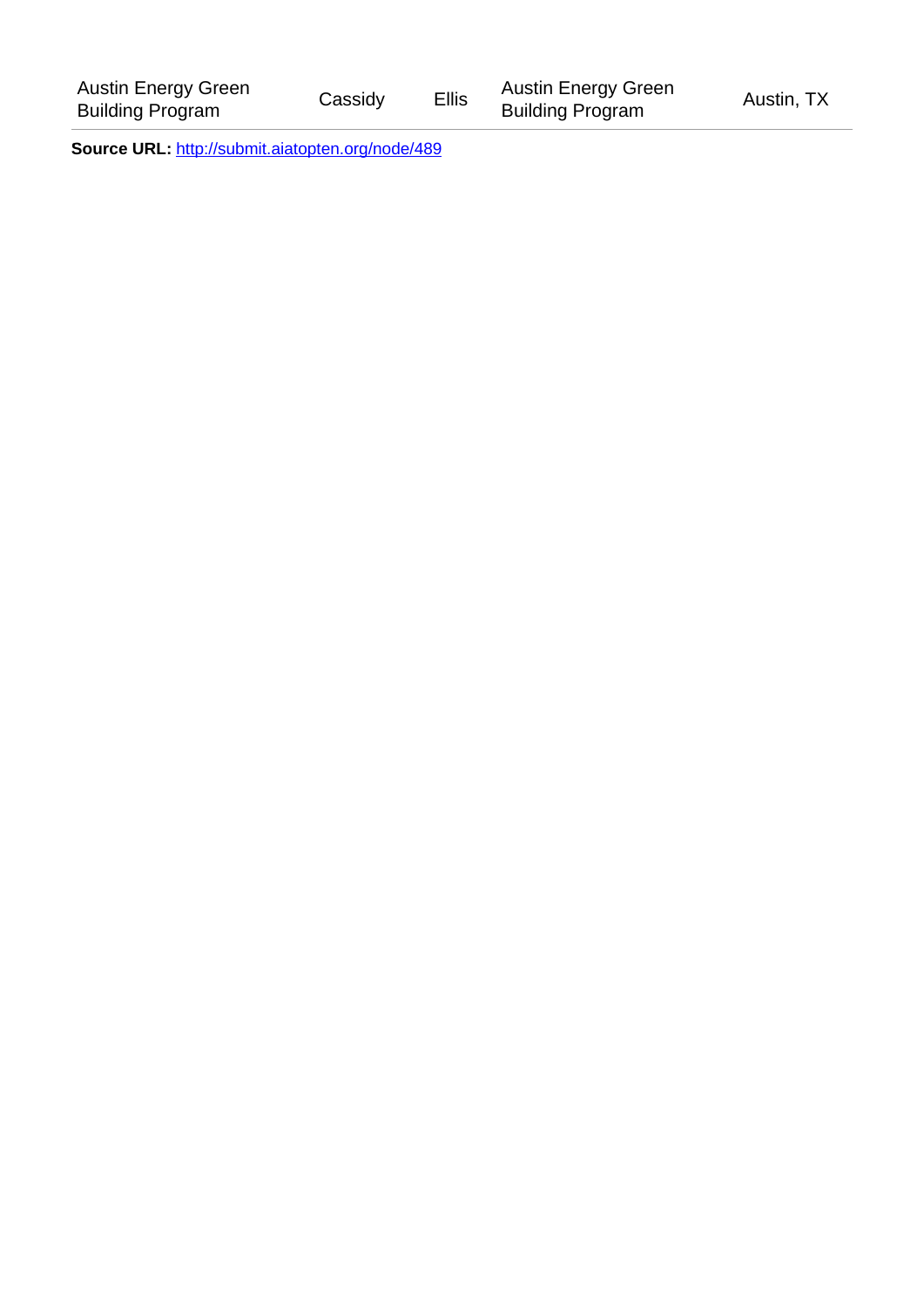| | | | | |
|---|---|---|---|---|
| Austin Energy Green Building Program | Cassidy | Ellis | Austin Energy Green Building Program | Austin, TX |

**Source URL:** http://submit.aiatopten.org/node/489